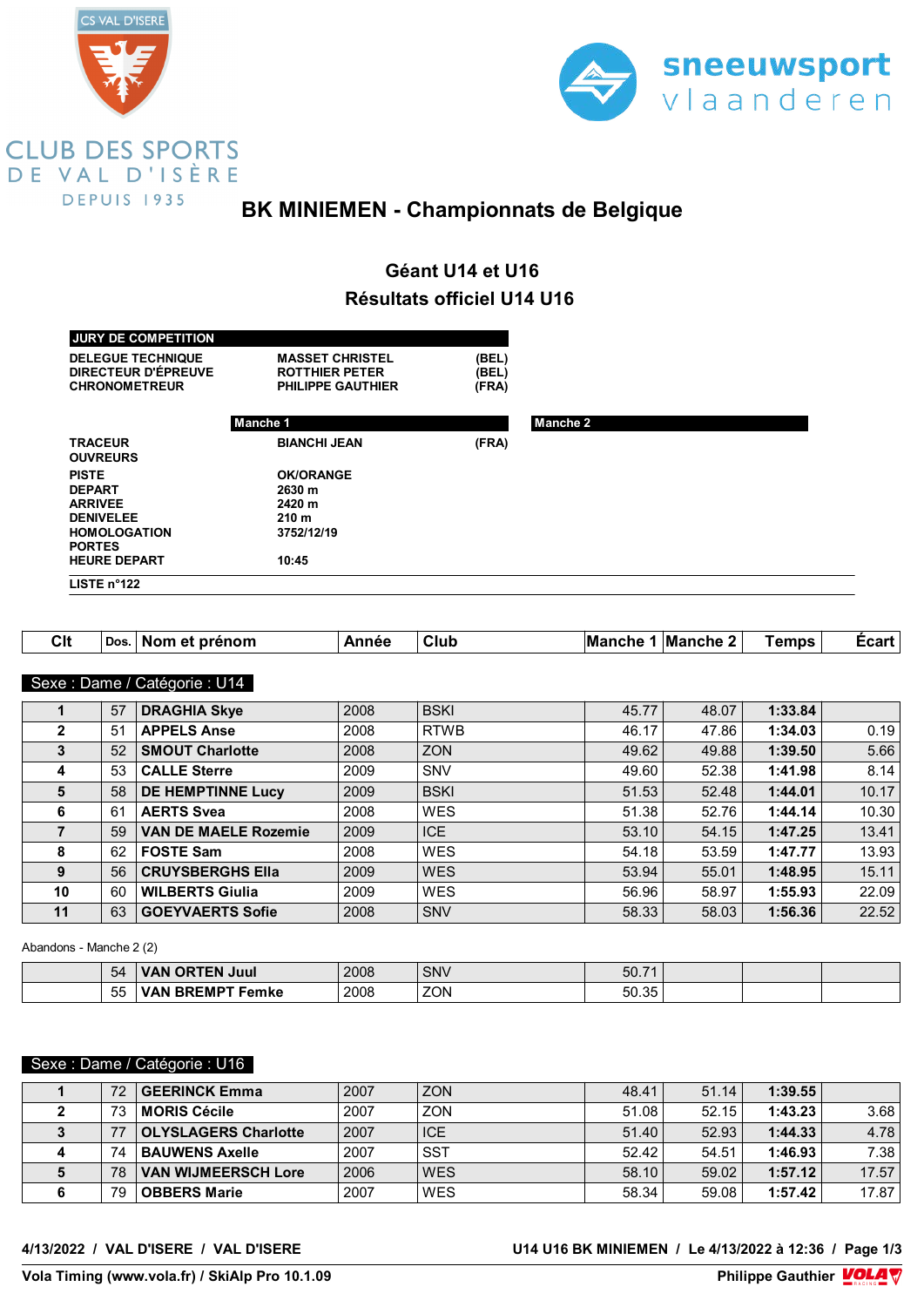CLUB DES SPORTS DE VAL D'ISÈRE DEPUIS 1935

sneeuwsport vlaanderen

# BK MINIEMEN - Championnats de Belgique

## Géant U14 et U16

## Résultats officiel U14 U16

| JURY DE COMPETITION | | |
|---|---|---|
| DELEGUE TECHNIQUE | MASSET CHRISTEL | (BEL) |
| DIRECTEUR D'ÉPREUVE | ROTTHIER PETER | (BEL) |
| CHRONOMETREUR | PHILIPPE GAUTHIER | (FRA) |

| | Manche 1 | | Manche 2 |
|---|---|---|---|
| TRACEUR | BIANCHI JEAN | (FRA) | |
| OUVREURS | | | |
| PISTE | OK/ORANGE | | |
| DEPART | 2630 m | | |
| ARRIVEE | 2420 m | | |
| DENIVELEE | 210 m | | |
| HOMOLOGATION | 3752/12/19 | | |
| PORTES | | | |
| HEURE DEPART | 10:45 | | |

LISTE n°122

### Sexe : Dame / Catégorie : U14

| Clt | Dos. | Nom et prénom | Année | Club | Manche 1 | Manche 2 | Temps | Écart |
|---|---|---|---|---|---|---|---|---|
| 1 | 57 | DRAGHIA Skye | 2008 | BSKI | 45.77 | 48.07 | 1:33.84 | |
| 2 | 51 | APPELS Anse | 2008 | RTWB | 46.17 | 47.86 | 1:34.03 | 0.19 |
| 3 | 52 | SMOUT Charlotte | 2008 | ZON | 49.62 | 49.88 | 1:39.50 | 5.66 |
| 4 | 53 | CALLE Sterre | 2009 | SNV | 49.60 | 52.38 | 1:41.98 | 8.14 |
| 5 | 58 | DE HEMPTINNE Lucy | 2009 | BSKI | 51.53 | 52.48 | 1:44.01 | 10.17 |
| 6 | 61 | AERTS Svea | 2008 | WES | 51.38 | 52.76 | 1:44.14 | 10.30 |
| 7 | 59 | VAN DE MAELE Rozemie | 2009 | ICE | 53.10 | 54.15 | 1:47.25 | 13.41 |
| 8 | 62 | FOSTE Sam | 2008 | WES | 54.18 | 53.59 | 1:47.77 | 13.93 |
| 9 | 56 | CRUYSBERGHS Ella | 2009 | WES | 53.94 | 55.01 | 1:48.95 | 15.11 |
| 10 | 60 | WILBERTS Giulia | 2009 | WES | 56.96 | 58.97 | 1:55.93 | 22.09 |
| 11 | 63 | GOEYVAERTS Sofie | 2008 | SNV | 58.33 | 58.03 | 1:56.36 | 22.52 |

Abandons - Manche 2 (2)

| Clt | Dos. | Nom et prénom | Année | Club | Manche 1 | Manche 2 | Temps | Écart |
|---|---|---|---|---|---|---|---|---|
| | 54 | VAN ORTEN Juul | 2008 | SNV | 50.71 | | | |
| | 55 | VAN BREMPT Femke | 2008 | ZON | 50.35 | | | |

### Sexe : Dame / Catégorie : U16

| Clt | Dos. | Nom et prénom | Année | Club | Manche 1 | Manche 2 | Temps | Écart |
|---|---|---|---|---|---|---|---|---|
| 1 | 72 | GEERINCK Emma | 2007 | ZON | 48.41 | 51.14 | 1:39.55 | |
| 2 | 73 | MORIS Cécile | 2007 | ZON | 51.08 | 52.15 | 1:43.23 | 3.68 |
| 3 | 77 | OLYSLAGERS Charlotte | 2007 | ICE | 51.40 | 52.93 | 1:44.33 | 4.78 |
| 4 | 74 | BAUWENS Axelle | 2007 | SST | 52.42 | 54.51 | 1:46.93 | 7.38 |
| 5 | 78 | VAN WIJMEERSCH Lore | 2006 | WES | 58.10 | 59.02 | 1:57.12 | 17.57 |
| 6 | 79 | OBBERS Marie | 2007 | WES | 58.34 | 59.08 | 1:57.42 | 17.87 |

4/13/2022 / VAL D'ISERE / VAL D'ISERE — U14 U16 BK MINIEMEN / Le 4/13/2022 à 12:36

Vola Timing (www.vola.fr) / SkiAlp Pro 10.1.09 — Philippe Gauthier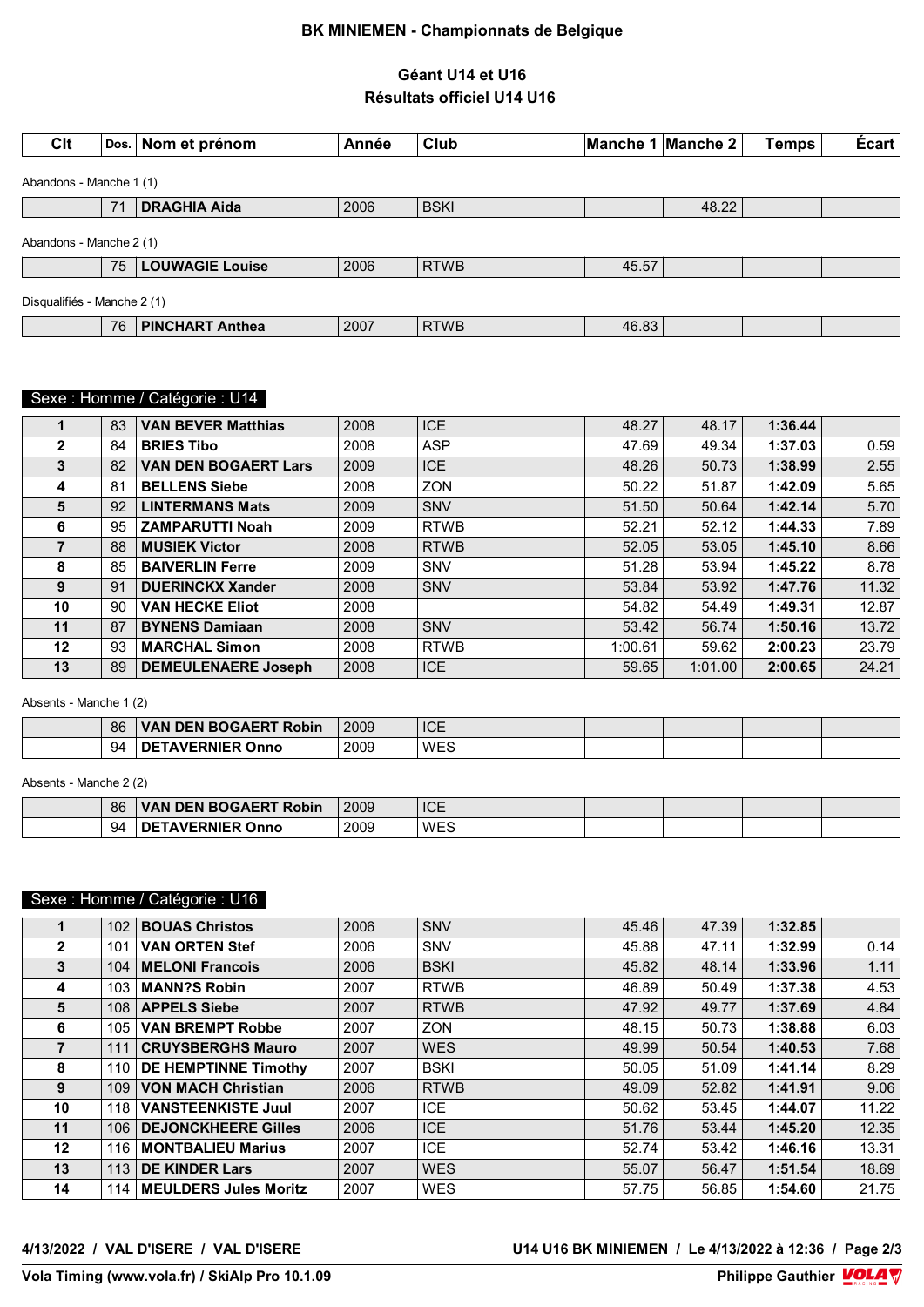# BK MINIEMEN - Championnats de Belgique

## Géant U14 et U16
## Résultats officiel U14 U16

| Clt | Dos. | Nom et prénom | Année | Club | Manche 1 | Manche 2 | Temps | Écart |
|---|---|---|---|---|---|---|---|---|

Abandons - Manche 1 (1)

| Clt | Dos. | Nom et prénom | Année | Club | Manche 1 | Manche 2 | Temps | Écart |
|---|---|---|---|---|---|---|---|---|
| | 71 | **DRAGHIA Aida** | 2006 | BSKI | | 48.22 | | |

Abandons - Manche 2 (1)

| Clt | Dos. | Nom et prénom | Année | Club | Manche 1 | Manche 2 | Temps | Écart |
|---|---|---|---|---|---|---|---|---|
| | 75 | **LOUWAGIE Louise** | 2006 | RTWB | 45.57 | | | |

Disqualifiés - Manche 2 (1)

| Clt | Dos. | Nom et prénom | Année | Club | Manche 1 | Manche 2 | Temps | Écart |
|---|---|---|---|---|---|---|---|---|
| | 76 | **PINCHART Anthea** | 2007 | RTWB | 46.83 | | | |

### Sexe : Homme / Catégorie : U14

| Clt | Dos. | Nom et prénom | Année | Club | Manche 1 | Manche 2 | Temps | Écart |
|---|---|---|---|---|---|---|---|---|
| **1** | 83 | **VAN BEVER Matthias** | 2008 | ICE | 48.27 | 48.17 | **1:36.44** | |
| **2** | 84 | **BRIES Tibo** | 2008 | ASP | 47.69 | 49.34 | **1:37.03** | 0.59 |
| **3** | 82 | **VAN DEN BOGAERT Lars** | 2009 | ICE | 48.26 | 50.73 | **1:38.99** | 2.55 |
| **4** | 81 | **BELLENS Siebe** | 2008 | ZON | 50.22 | 51.87 | **1:42.09** | 5.65 |
| **5** | 92 | **LINTERMANS Mats** | 2009 | SNV | 51.50 | 50.64 | **1:42.14** | 5.70 |
| **6** | 95 | **ZAMPARUTTI Noah** | 2009 | RTWB | 52.21 | 52.12 | **1:44.33** | 7.89 |
| **7** | 88 | **MUSIEK Victor** | 2008 | RTWB | 52.05 | 53.05 | **1:45.10** | 8.66 |
| **8** | 85 | **BAIVERLIN Ferre** | 2009 | SNV | 51.28 | 53.94 | **1:45.22** | 8.78 |
| **9** | 91 | **DUERINCKX Xander** | 2008 | SNV | 53.84 | 53.92 | **1:47.76** | 11.32 |
| **10** | 90 | **VAN HECKE Eliot** | 2008 | | 54.82 | 54.49 | **1:49.31** | 12.87 |
| **11** | 87 | **BYNENS Damiaan** | 2008 | SNV | 53.42 | 56.74 | **1:50.16** | 13.72 |
| **12** | 93 | **MARCHAL Simon** | 2008 | RTWB | 1:00.61 | 59.62 | **2:00.23** | 23.79 |
| **13** | 89 | **DEMEULENAERE Joseph** | 2008 | ICE | 59.65 | 1:01.00 | **2:00.65** | 24.21 |

Absents - Manche 1 (2)

| Clt | Dos. | Nom et prénom | Année | Club | Manche 1 | Manche 2 | Temps | Écart |
|---|---|---|---|---|---|---|---|---|
| | 86 | **VAN DEN BOGAERT Robin** | 2009 | ICE | | | | |
| | 94 | **DETAVERNIER Onno** | 2009 | WES | | | | |

Absents - Manche 2 (2)

| Clt | Dos. | Nom et prénom | Année | Club | Manche 1 | Manche 2 | Temps | Écart |
|---|---|---|---|---|---|---|---|---|
| | 86 | **VAN DEN BOGAERT Robin** | 2009 | ICE | | | | |
| | 94 | **DETAVERNIER Onno** | 2009 | WES | | | | |

### Sexe : Homme / Catégorie : U16

| Clt | Dos. | Nom et prénom | Année | Club | Manche 1 | Manche 2 | Temps | Écart |
|---|---|---|---|---|---|---|---|---|
| **1** | 102 | **BOUAS Christos** | 2006 | SNV | 45.46 | 47.39 | **1:32.85** | |
| **2** | 101 | **VAN ORTEN Stef** | 2006 | SNV | 45.88 | 47.11 | **1:32.99** | 0.14 |
| **3** | 104 | **MELONI Francois** | 2006 | BSKI | 45.82 | 48.14 | **1:33.96** | 1.11 |
| **4** | 103 | **MANN?S Robin** | 2007 | RTWB | 46.89 | 50.49 | **1:37.38** | 4.53 |
| **5** | 108 | **APPELS Siebe** | 2007 | RTWB | 47.92 | 49.77 | **1:37.69** | 4.84 |
| **6** | 105 | **VAN BREMPT Robbe** | 2007 | ZON | 48.15 | 50.73 | **1:38.88** | 6.03 |
| **7** | 111 | **CRUYSBERGHS Mauro** | 2007 | WES | 49.99 | 50.54 | **1:40.53** | 7.68 |
| **8** | 110 | **DE HEMPTINNE Timothy** | 2007 | BSKI | 50.05 | 51.09 | **1:41.14** | 8.29 |
| **9** | 109 | **VON MACH Christian** | 2006 | RTWB | 49.09 | 52.82 | **1:41.91** | 9.06 |
| **10** | 118 | **VANSTEENKISTE Juul** | 2007 | ICE | 50.62 | 53.45 | **1:44.07** | 11.22 |
| **11** | 106 | **DEJONCKHEERE Gilles** | 2006 | ICE | 51.76 | 53.44 | **1:45.20** | 12.35 |
| **12** | 116 | **MONTBALIEU Marius** | 2007 | ICE | 52.74 | 53.42 | **1:46.16** | 13.31 |
| **13** | 113 | **DE KINDER Lars** | 2007 | WES | 55.07 | 56.47 | **1:51.54** | 18.69 |
| **14** | 114 | **MEULDERS Jules Moritz** | 2007 | WES | 57.75 | 56.85 | **1:54.60** | 21.75 |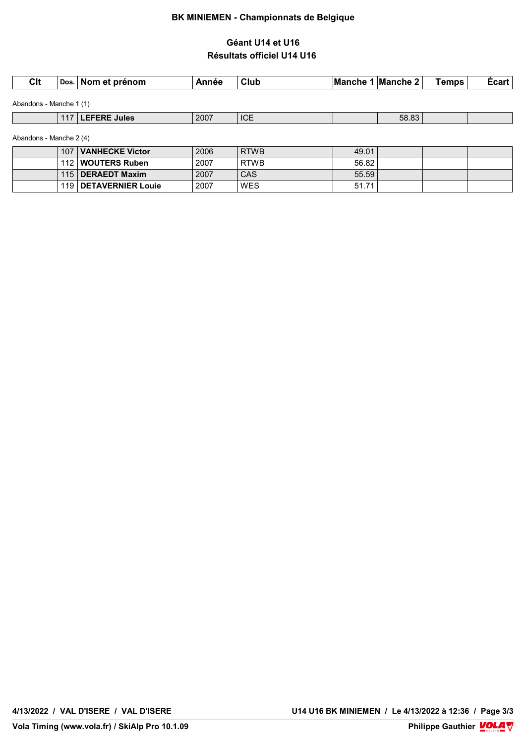**BK MINIEMEN - Championnats de Belgique**

**Géant U14 et U16**

**Résultats officiel U14 U16**

| Clt | Dos. | Nom et prénom | Année | Club | Manche 1 | Manche 2 | Temps | Écart |
|---|---|---|---|---|---|---|---|---|
| Abandons - Manche 1 (1) | | | | | | | | |
| | 117 | **LEFERE Jules** | 2007 | ICE | | 58.83 | | |
| Abandons - Manche 2 (4) | | | | | | | | |
| | 107 | **VANHECKE Victor** | 2006 | RTWB | 49.01 | | | |
| | 112 | **WOUTERS Ruben** | 2007 | RTWB | 56.82 | | | |
| | 115 | **DERAEDT Maxim** | 2007 | CAS | 55.59 | | | |
| | 119 | **DETAVERNIER Louie** | 2007 | WES | 51.71 | | | |

**4/13/2022 / VAL D'ISERE / VAL D'ISERE** **U14 U16 BK MINIEMEN / Le 4/13/2022 à 12:36**

**Vola Timing (www.vola.fr) / SkiAlp Pro 10.1.09** **Philippe Gauthier**